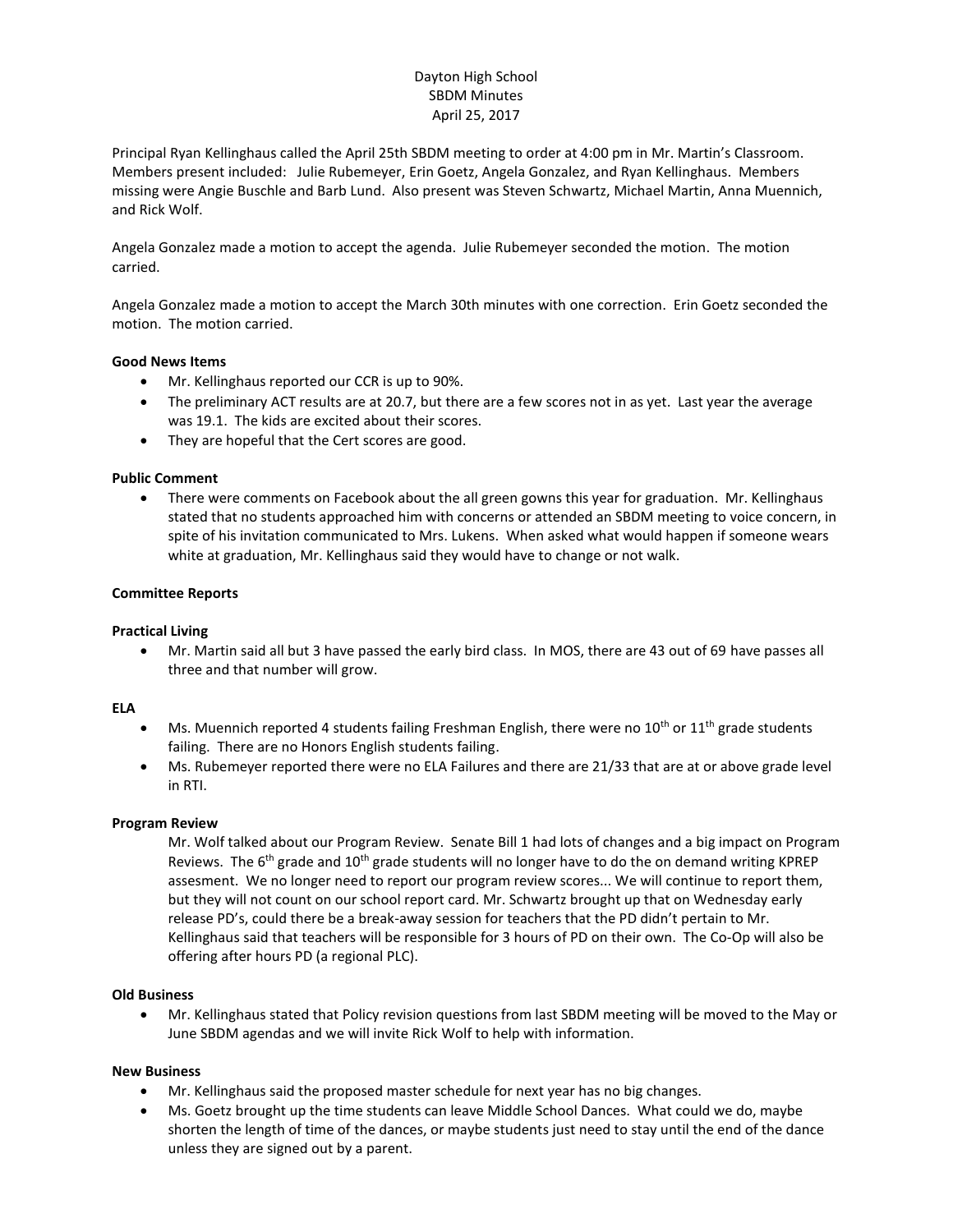Dayton High School
SBDM Minutes
April 25, 2017

Principal Ryan Kellinghaus called the April 25th SBDM meeting to order at 4:00 pm in Mr. Martin's Classroom. Members present included: Julie Rubemeyer, Erin Goetz, Angela Gonzalez, and Ryan Kellinghaus. Members missing were Angie Buschle and Barb Lund. Also present was Steven Schwartz, Michael Martin, Anna Muennich, and Rick Wolf.

Angela Gonzalez made a motion to accept the agenda. Julie Rubemeyer seconded the motion. The motion carried.

Angela Gonzalez made a motion to accept the March 30th minutes with one correction. Erin Goetz seconded the motion. The motion carried.

**Good News Items**

- Mr. Kellinghaus reported our CCR is up to 90%.
- The preliminary ACT results are at 20.7, but there are a few scores not in as yet. Last year the average was 19.1. The kids are excited about their scores.
- They are hopeful that the Cert scores are good.

**Public Comment**

- There were comments on Facebook about the all green gowns this year for graduation. Mr. Kellinghaus stated that no students approached him with concerns or attended an SBDM meeting to voice concern, in spite of his invitation communicated to Mrs. Lukens. When asked what would happen if someone wears white at graduation, Mr. Kellinghaus said they would have to change or not walk.

**Committee Reports**

**Practical Living**

- Mr. Martin said all but 3 have passed the early bird class. In MOS, there are 43 out of 69 have passes all three and that number will grow.

**ELA**

- Ms. Muennich reported 4 students failing Freshman English, there were no 10th or 11th grade students failing. There are no Honors English students failing.
- Ms. Rubemeyer reported there were no ELA Failures and there are 21/33 that are at or above grade level in RTI.

**Program Review**

Mr. Wolf talked about our Program Review. Senate Bill 1 had lots of changes and a big impact on Program Reviews. The 6th grade and 10th grade students will no longer have to do the on demand writing KPREP assesment. We no longer need to report our program review scores... We will continue to report them, but they will not count on our school report card. Mr. Schwartz brought up that on Wednesday early release PD's, could there be a break-away session for teachers that the PD didn't pertain to Mr. Kellinghaus said that teachers will be responsible for 3 hours of PD on their own. The Co-Op will also be offering after hours PD (a regional PLC).

**Old Business**

- Mr. Kellinghaus stated that Policy revision questions from last SBDM meeting will be moved to the May or June SBDM agendas and we will invite Rick Wolf to help with information.

**New Business**

- Mr. Kellinghaus said the proposed master schedule for next year has no big changes.
- Ms. Goetz brought up the time students can leave Middle School Dances. What could we do, maybe shorten the length of time of the dances, or maybe students just need to stay until the end of the dance unless they are signed out by a parent.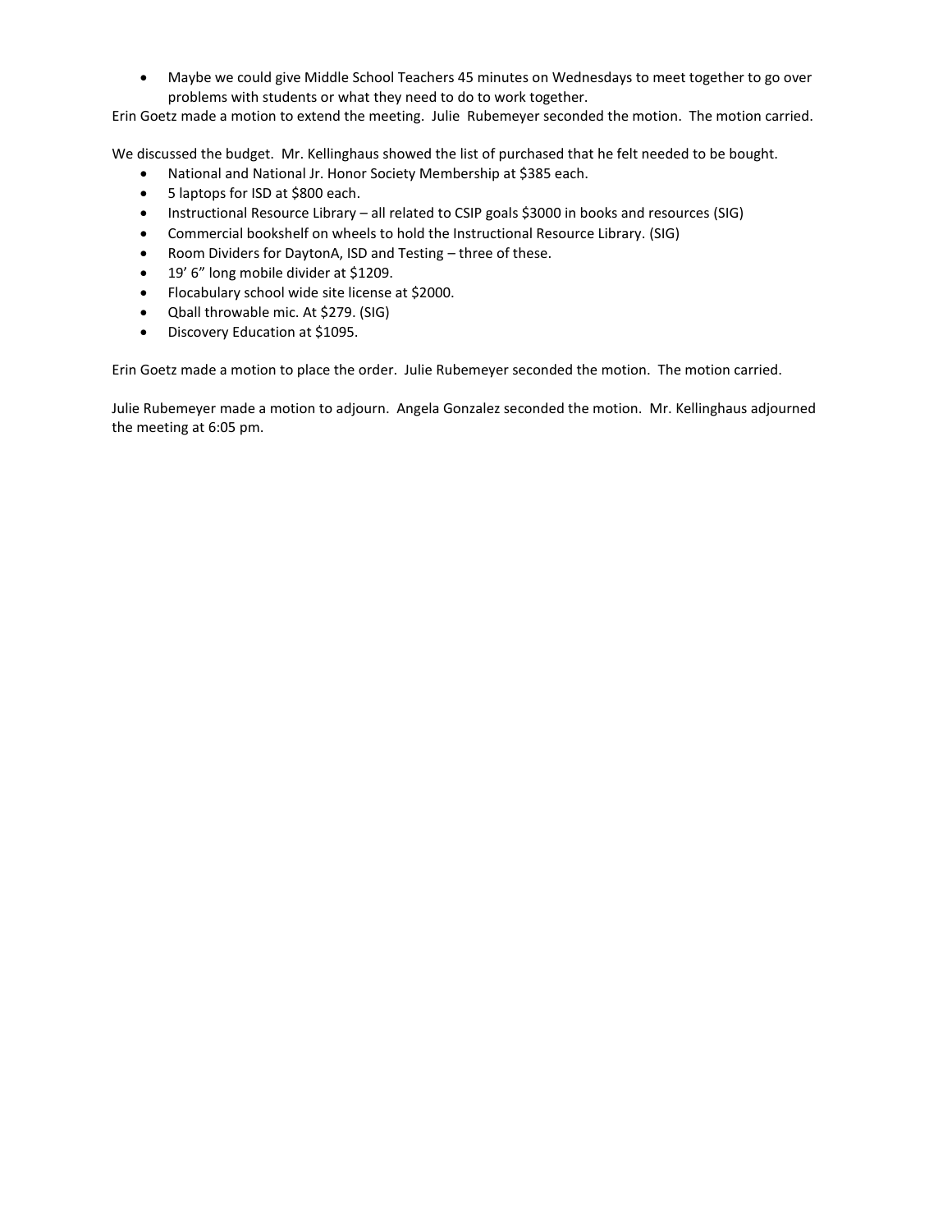- Maybe we could give Middle School Teachers 45 minutes on Wednesdays to meet together to go over problems with students or what they need to do to work together.

Erin Goetz made a motion to extend the meeting. Julie Rubemeyer seconded the motion. The motion carried.

We discussed the budget. Mr. Kellinghaus showed the list of purchased that he felt needed to be bought.

- National and National Jr. Honor Society Membership at $385 each.
- 5 laptops for ISD at $800 each.
- Instructional Resource Library – all related to CSIP goals $3000 in books and resources (SIG)
- Commercial bookshelf on wheels to hold the Instructional Resource Library. (SIG)
- Room Dividers for DaytonA, ISD and Testing – three of these.
- 19' 6" long mobile divider at $1209.
- Flocabulary school wide site license at $2000.
- Qball throwable mic. At $279. (SIG)
- Discovery Education at $1095.

Erin Goetz made a motion to place the order. Julie Rubemeyer seconded the motion. The motion carried.

Julie Rubemeyer made a motion to adjourn. Angela Gonzalez seconded the motion. Mr. Kellinghaus adjourned the meeting at 6:05 pm.